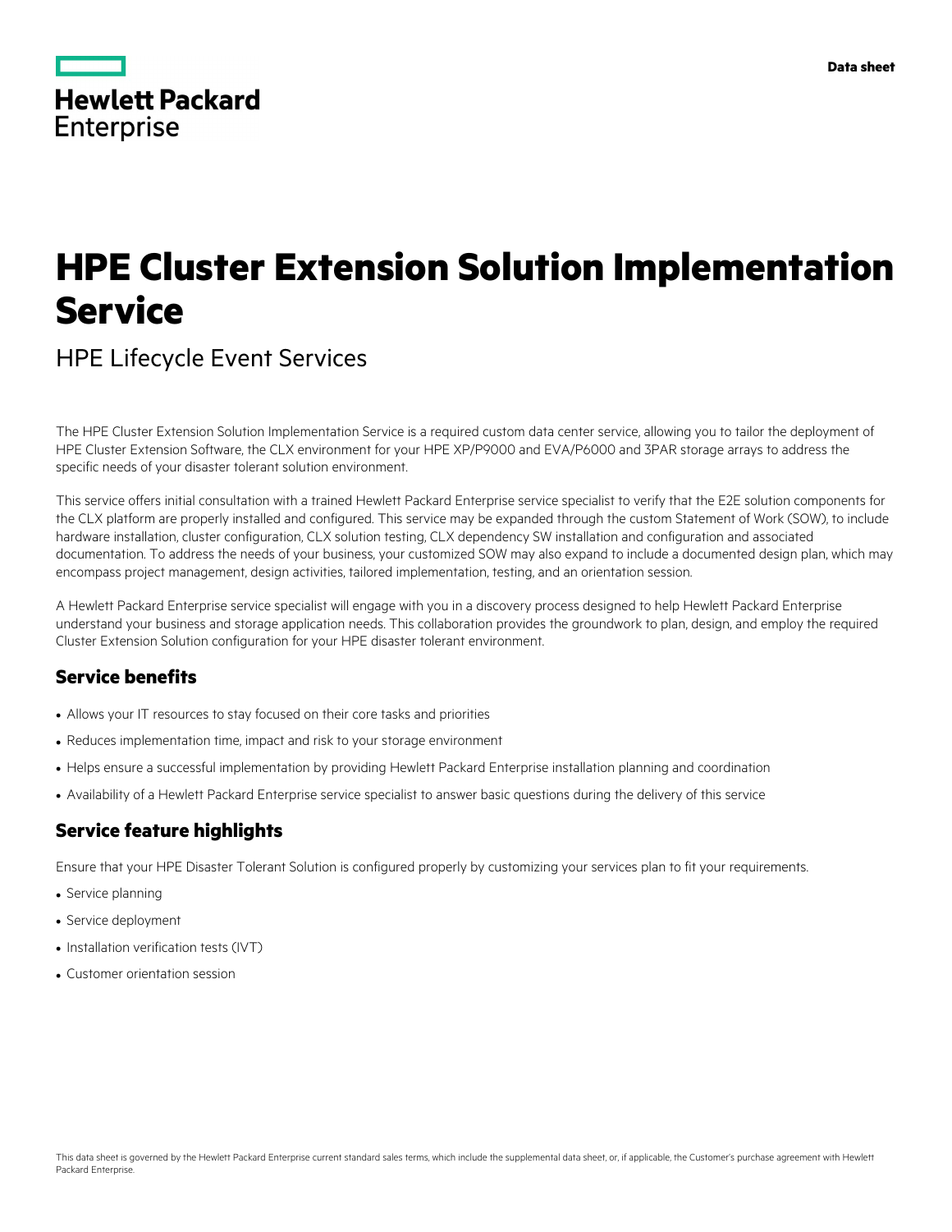Hewlett Packard Enterprise

Data sheet

# HPE Cluster Extension Solution Implementation Service

HPE Lifecycle Event Services

The HPE Cluster Extension Solution Implementation Service is a required custom data center service, allowing you to tailor the deployment of HPE Cluster Extension Software, the CLX environment for your HPE XP/P9000 and EVA/P6000 and 3PAR storage arrays to address the specific needs of your disaster tolerant solution environment.

This service offers initial consultation with a trained Hewlett Packard Enterprise service specialist to verify that the E2E solution components for the CLX platform are properly installed and configured. This service may be expanded through the custom Statement of Work (SOW), to include hardware installation, cluster configuration, CLX solution testing, CLX dependency SW installation and configuration and associated documentation. To address the needs of your business, your customized SOW may also expand to include a documented design plan, which may encompass project management, design activities, tailored implementation, testing, and an orientation session.

A Hewlett Packard Enterprise service specialist will engage with you in a discovery process designed to help Hewlett Packard Enterprise understand your business and storage application needs. This collaboration provides the groundwork to plan, design, and employ the required Cluster Extension Solution configuration for your HPE disaster tolerant environment.

## Service benefits

- Allows your IT resources to stay focused on their core tasks and priorities
- Reduces implementation time, impact and risk to your storage environment
- Helps ensure a successful implementation by providing Hewlett Packard Enterprise installation planning and coordination
- Availability of a Hewlett Packard Enterprise service specialist to answer basic questions during the delivery of this service

## Service feature highlights

Ensure that your HPE Disaster Tolerant Solution is configured properly by customizing your services plan to fit your requirements.

- Service planning
- Service deployment
- Installation verification tests (IVT)
- Customer orientation session

This data sheet is governed by the Hewlett Packard Enterprise current standard sales terms, which include the supplemental data sheet, or, if applicable, the Customer's purchase agreement with Hewlett Packard Enterprise.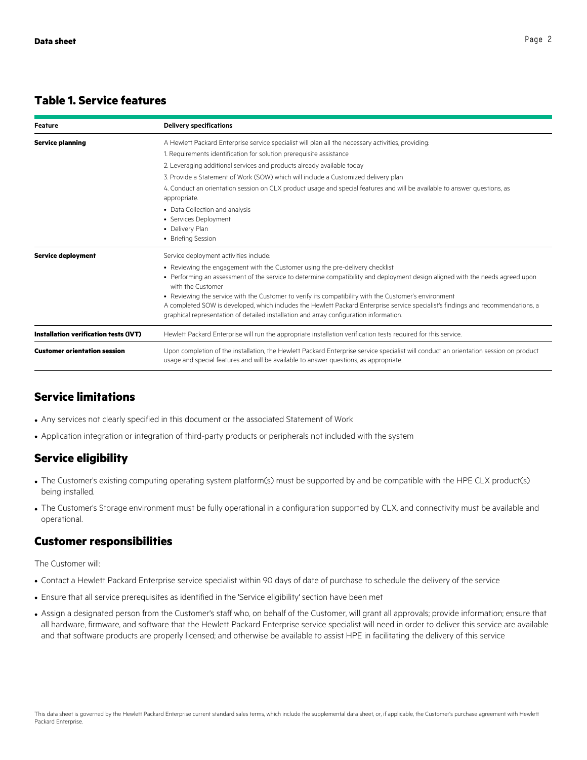## Table 1. Service features

| Feature | Delivery specifications |
|---|---|
| **Service planning** | A Hewlett Packard Enterprise service specialist will plan all the necessary activities, providing:<br>1. Requirements identification for solution prerequisite assistance<br>2. Leveraging additional services and products already available today<br>3. Provide a Statement of Work (SOW) which will include a Customized delivery plan<br>4. Conduct an orientation session on CLX product usage and special features and will be available to answer questions, as appropriate.<br>• Data Collection and analysis<br>• Services Deployment<br>• Delivery Plan<br>• Briefing Session |
| **Service deployment** | Service deployment activities include:<br>• Reviewing the engagement with the Customer using the pre-delivery checklist<br>• Performing an assessment of the service to determine compatibility and deployment design aligned with the needs agreed upon with the Customer<br>• Reviewing the service with the Customer to verify its compatibility with the Customer's environment<br>A completed SOW is developed, which includes the Hewlett Packard Enterprise service specialist's findings and recommendations, a graphical representation of detailed installation and array configuration information. |
| **Installation verification tests (IVT)** | Hewlett Packard Enterprise will run the appropriate installation verification tests required for this service. |
| **Customer orientation session** | Upon completion of the installation, the Hewlett Packard Enterprise service specialist will conduct an orientation session on product usage and special features and will be available to answer questions, as appropriate. |

## Service limitations

- Any services not clearly specified in this document or the associated Statement of Work
- Application integration or integration of third-party products or peripherals not included with the system

## Service eligibility

- The Customer's existing computing operating system platform(s) must be supported by and be compatible with the HPE CLX product(s) being installed.
- The Customer's Storage environment must be fully operational in a configuration supported by CLX, and connectivity must be available and operational.

## Customer responsibilities

The Customer will:

- Contact a Hewlett Packard Enterprise service specialist within 90 days of date of purchase to schedule the delivery of the service
- Ensure that all service prerequisites as identified in the 'Service eligibility' section have been met
- Assign a designated person from the Customer's staff who, on behalf of the Customer, will grant all approvals; provide information; ensure that all hardware, firmware, and software that the Hewlett Packard Enterprise service specialist will need in order to deliver this service are available and that software products are properly licensed; and otherwise be available to assist HPE in facilitating the delivery of this service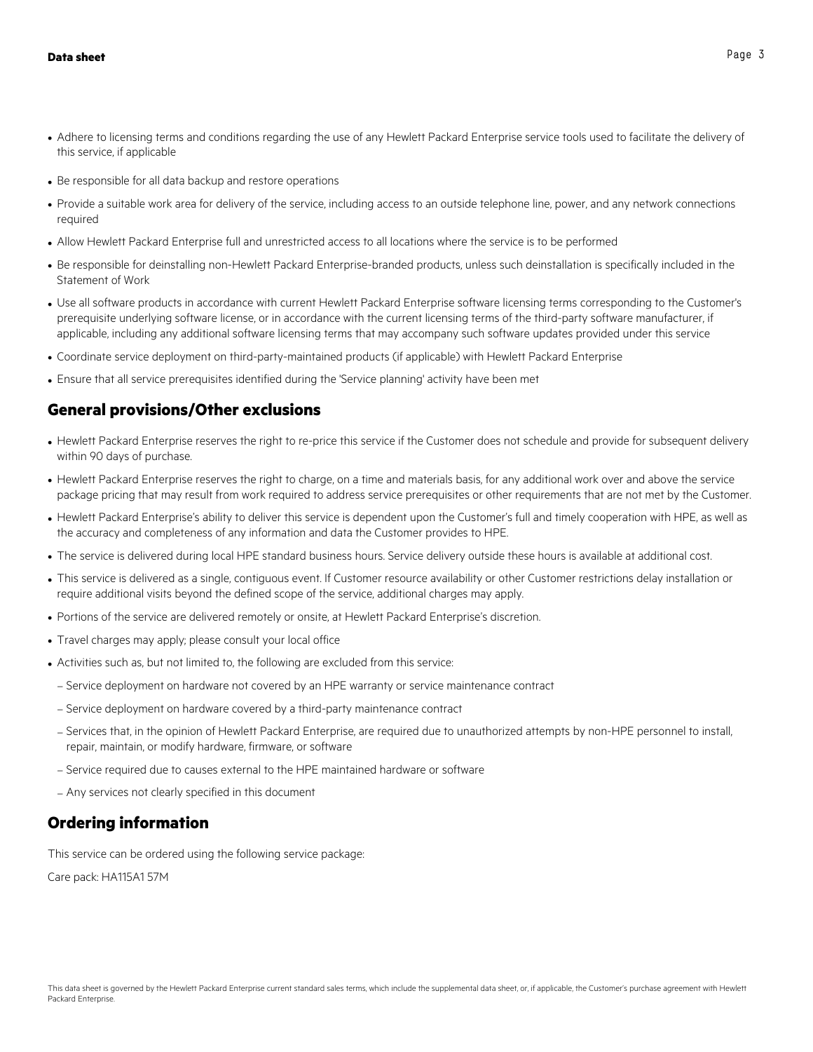- Adhere to licensing terms and conditions regarding the use of any Hewlett Packard Enterprise service tools used to facilitate the delivery of this service, if applicable
- Be responsible for all data backup and restore operations
- Provide a suitable work area for delivery of the service, including access to an outside telephone line, power, and any network connections required
- Allow Hewlett Packard Enterprise full and unrestricted access to all locations where the service is to be performed
- Be responsible for deinstalling non-Hewlett Packard Enterprise-branded products, unless such deinstallation is specifically included in the Statement of Work
- Use all software products in accordance with current Hewlett Packard Enterprise software licensing terms corresponding to the Customer's prerequisite underlying software license, or in accordance with the current licensing terms of the third-party software manufacturer, if applicable, including any additional software licensing terms that may accompany such software updates provided under this service
- Coordinate service deployment on third-party-maintained products (if applicable) with Hewlett Packard Enterprise
- Ensure that all service prerequisites identified during the 'Service planning' activity have been met

## General provisions/Other exclusions

- Hewlett Packard Enterprise reserves the right to re-price this service if the Customer does not schedule and provide for subsequent delivery within 90 days of purchase.
- Hewlett Packard Enterprise reserves the right to charge, on a time and materials basis, for any additional work over and above the service package pricing that may result from work required to address service prerequisites or other requirements that are not met by the Customer.
- Hewlett Packard Enterprise's ability to deliver this service is dependent upon the Customer's full and timely cooperation with HPE, as well as the accuracy and completeness of any information and data the Customer provides to HPE.
- The service is delivered during local HPE standard business hours. Service delivery outside these hours is available at additional cost.
- This service is delivered as a single, contiguous event. If Customer resource availability or other Customer restrictions delay installation or require additional visits beyond the defined scope of the service, additional charges may apply.
- Portions of the service are delivered remotely or onsite, at Hewlett Packard Enterprise's discretion.
- Travel charges may apply; please consult your local office
- Activities such as, but not limited to, the following are excluded from this service:
  - Service deployment on hardware not covered by an HPE warranty or service maintenance contract
  - Service deployment on hardware covered by a third-party maintenance contract
  - Services that, in the opinion of Hewlett Packard Enterprise, are required due to unauthorized attempts by non-HPE personnel to install, repair, maintain, or modify hardware, firmware, or software
  - Service required due to causes external to the HPE maintained hardware or software
  - Any services not clearly specified in this document

## Ordering information

This service can be ordered using the following service package:

Care pack: HA115A1 57M

This data sheet is governed by the Hewlett Packard Enterprise current standard sales terms, which include the supplemental data sheet, or, if applicable, the Customer's purchase agreement with Hewlett Packard Enterprise.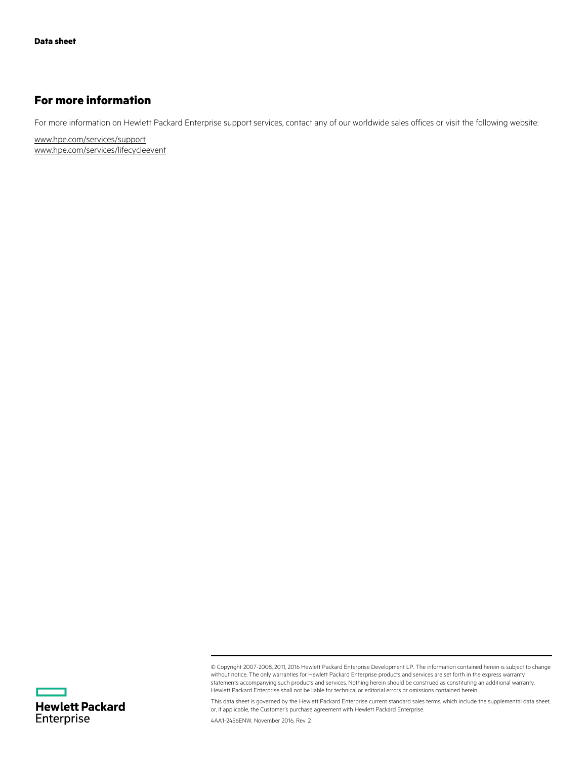## For more information

For more information on Hewlett Packard Enterprise support services, contact any of our worldwide sales offices or visit the following website:

www.hpe.com/services/support
www.hpe.com/services/lifecycleevent

© Copyright 2007-2008, 2011, 2016 Hewlett Packard Enterprise Development LP. The information contained herein is subject to change without notice. The only warranties for Hewlett Packard Enterprise products and services are set forth in the express warranty statements accompanying such products and services. Nothing herein should be construed as constituting an additional warranty. Hewlett Packard Enterprise shall not be liable for technical or editorial errors or omissions contained herein.

This data sheet is governed by the Hewlett Packard Enterprise current standard sales terms, which include the supplemental data sheet, or, if applicable, the Customer's purchase agreement with Hewlett Packard Enterprise.

4AA1-2456ENW, November 2016, Rev. 2